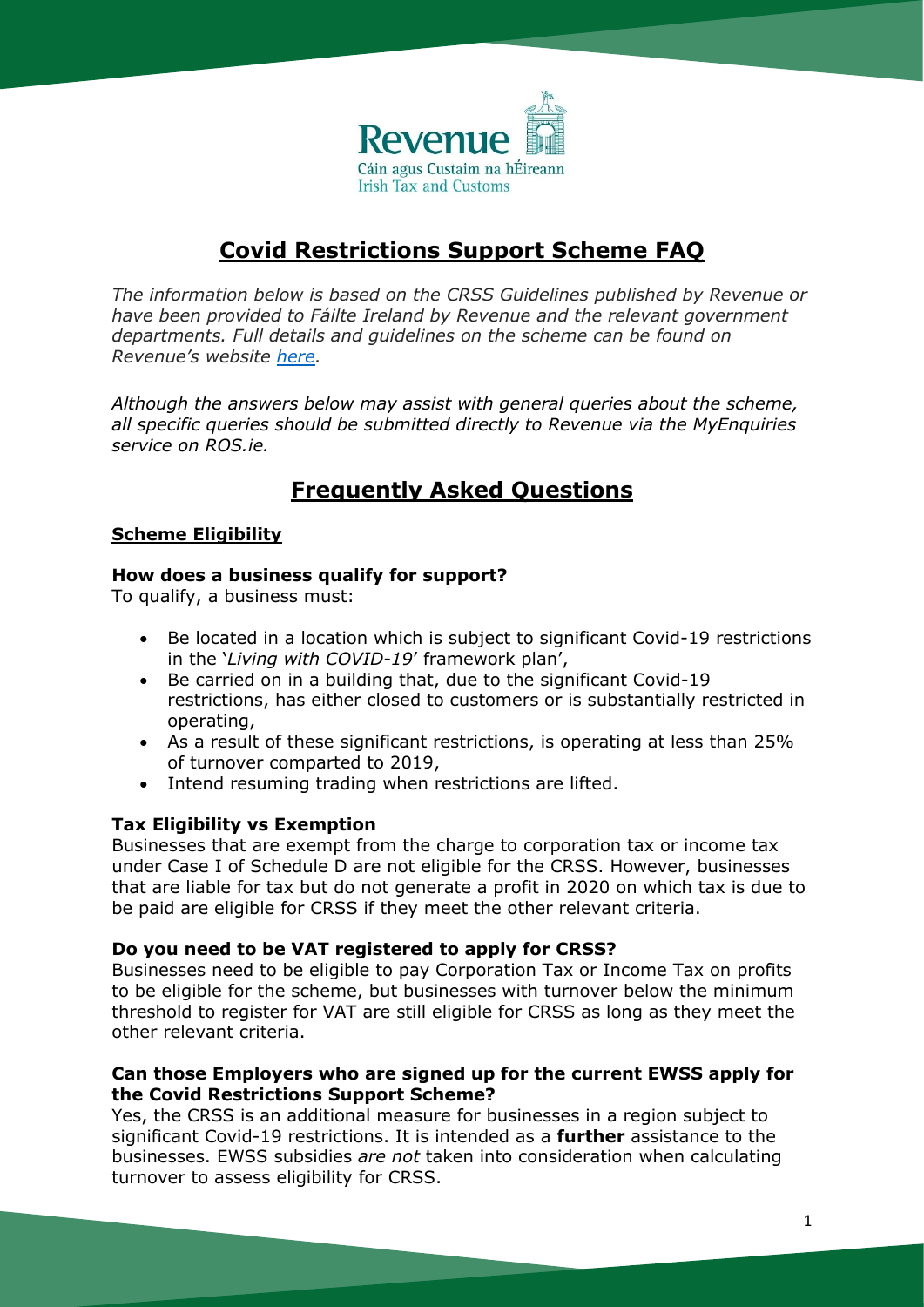# Covid Restrictions Support Scheme FAQ

*The information below is based on the CRSS Guidelines published by Revenue or have been provided to Fáilte Ireland by Revenue and the relevant government departments. Full details and guidelines on the scheme can be found on Revenue's website [here](#).*

*Although the answers below may assist with general queries about the scheme, all specific queries should be submitted directly to Revenue via the MyEnquiries service on ROS.ie.*

## Frequently Asked Questions

### Scheme Eligibility

**How does a business qualify for support?**

To qualify, a business must:

- Be located in a location which is subject to significant Covid-19 restrictions in the '*Living with COVID-19*' framework plan',
- Be carried on in a building that, due to the significant Covid-19 restrictions, has either closed to customers or is substantially restricted in operating,
- As a result of these significant restrictions, is operating at less than 25% of turnover comparted to 2019,
- Intend resuming trading when restrictions are lifted.

**Tax Eligibility vs Exemption**

Businesses that are exempt from the charge to corporation tax or income tax under Case I of Schedule D are not eligible for the CRSS. However, businesses that are liable for tax but do not generate a profit in 2020 on which tax is due to be paid are eligible for CRSS if they meet the other relevant criteria.

**Do you need to be VAT registered to apply for CRSS?**

Businesses need to be eligible to pay Corporation Tax or Income Tax on profits to be eligible for the scheme, but businesses with turnover below the minimum threshold to register for VAT are still eligible for CRSS as long as they meet the other relevant criteria.

**Can those Employers who are signed up for the current EWSS apply for the Covid Restrictions Support Scheme?**

Yes, the CRSS is an additional measure for businesses in a region subject to significant Covid-19 restrictions. It is intended as a **further** assistance to the businesses. EWSS subsidies *are not* taken into consideration when calculating turnover to assess eligibility for CRSS.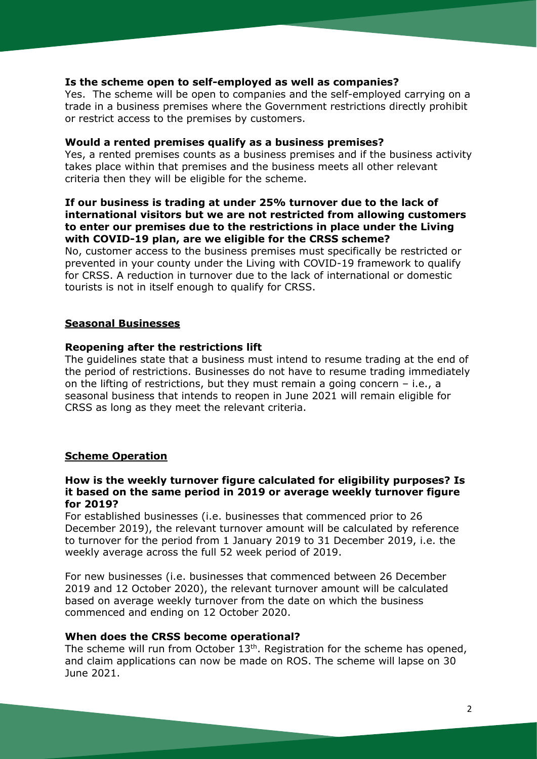**Is the scheme open to self-employed as well as companies?**

Yes. The scheme will be open to companies and the self-employed carrying on a trade in a business premises where the Government restrictions directly prohibit or restrict access to the premises by customers.

**Would a rented premises qualify as a business premises?**

Yes, a rented premises counts as a business premises and if the business activity takes place within that premises and the business meets all other relevant criteria then they will be eligible for the scheme.

**If our business is trading at under 25% turnover due to the lack of international visitors but we are not restricted from allowing customers to enter our premises due to the restrictions in place under the Living with COVID-19 plan, are we eligible for the CRSS scheme?**

No, customer access to the business premises must specifically be restricted or prevented in your county under the Living with COVID-19 framework to qualify for CRSS. A reduction in turnover due to the lack of international or domestic tourists is not in itself enough to qualify for CRSS.

## Seasonal Businesses

**Reopening after the restrictions lift**

The guidelines state that a business must intend to resume trading at the end of the period of restrictions. Businesses do not have to resume trading immediately on the lifting of restrictions, but they must remain a going concern – i.e., a seasonal business that intends to reopen in June 2021 will remain eligible for CRSS as long as they meet the relevant criteria.

## Scheme Operation

**How is the weekly turnover figure calculated for eligibility purposes? Is it based on the same period in 2019 or average weekly turnover figure for 2019?**

For established businesses (i.e. businesses that commenced prior to 26 December 2019), the relevant turnover amount will be calculated by reference to turnover for the period from 1 January 2019 to 31 December 2019, i.e. the weekly average across the full 52 week period of 2019.

For new businesses (i.e. businesses that commenced between 26 December 2019 and 12 October 2020), the relevant turnover amount will be calculated based on average weekly turnover from the date on which the business commenced and ending on 12 October 2020.

**When does the CRSS become operational?**

The scheme will run from October 13th. Registration for the scheme has opened, and claim applications can now be made on ROS. The scheme will lapse on 30 June 2021.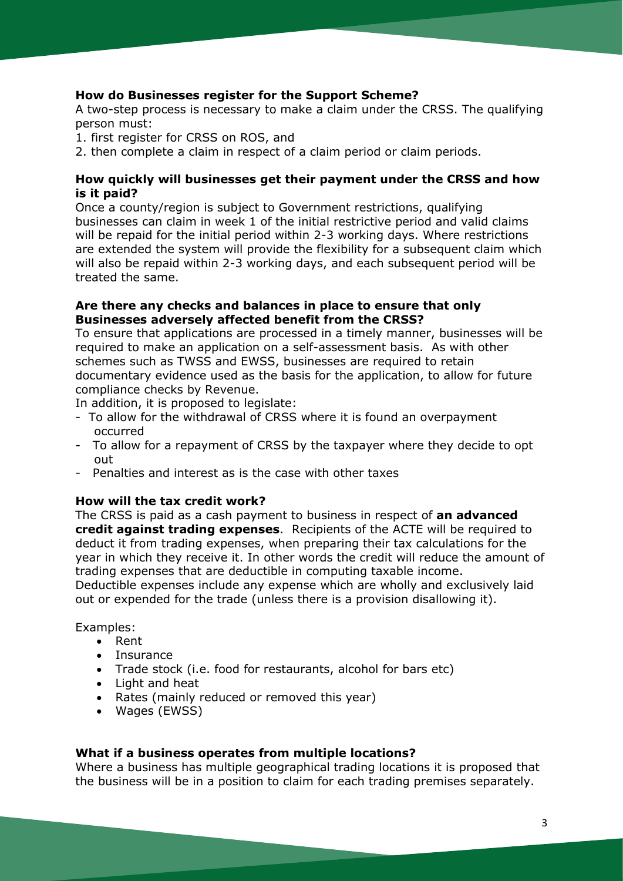**How do Businesses register for the Support Scheme?**

A two-step process is necessary to make a claim under the CRSS. The qualifying person must:

1. first register for CRSS on ROS, and
2. then complete a claim in respect of a claim period or claim periods.

**How quickly will businesses get their payment under the CRSS and how is it paid?**

Once a county/region is subject to Government restrictions, qualifying businesses can claim in week 1 of the initial restrictive period and valid claims will be repaid for the initial period within 2-3 working days. Where restrictions are extended the system will provide the flexibility for a subsequent claim which will also be repaid within 2-3 working days, and each subsequent period will be treated the same.

**Are there any checks and balances in place to ensure that only Businesses adversely affected benefit from the CRSS?**

To ensure that applications are processed in a timely manner, businesses will be required to make an application on a self-assessment basis. As with other schemes such as TWSS and EWSS, businesses are required to retain documentary evidence used as the basis for the application, to allow for future compliance checks by Revenue.

In addition, it is proposed to legislate:

- To allow for the withdrawal of CRSS where it is found an overpayment occurred
- To allow for a repayment of CRSS by the taxpayer where they decide to opt out
- Penalties and interest as is the case with other taxes

**How will the tax credit work?**

The CRSS is paid as a cash payment to business in respect of **an advanced credit against trading expenses**. Recipients of the ACTE will be required to deduct it from trading expenses, when preparing their tax calculations for the year in which they receive it. In other words the credit will reduce the amount of trading expenses that are deductible in computing taxable income.

Deductible expenses include any expense which are wholly and exclusively laid out or expended for the trade (unless there is a provision disallowing it).

Examples:

- Rent
- Insurance
- Trade stock (i.e. food for restaurants, alcohol for bars etc)
- Light and heat
- Rates (mainly reduced or removed this year)
- Wages (EWSS)

**What if a business operates from multiple locations?**

Where a business has multiple geographical trading locations it is proposed that the business will be in a position to claim for each trading premises separately.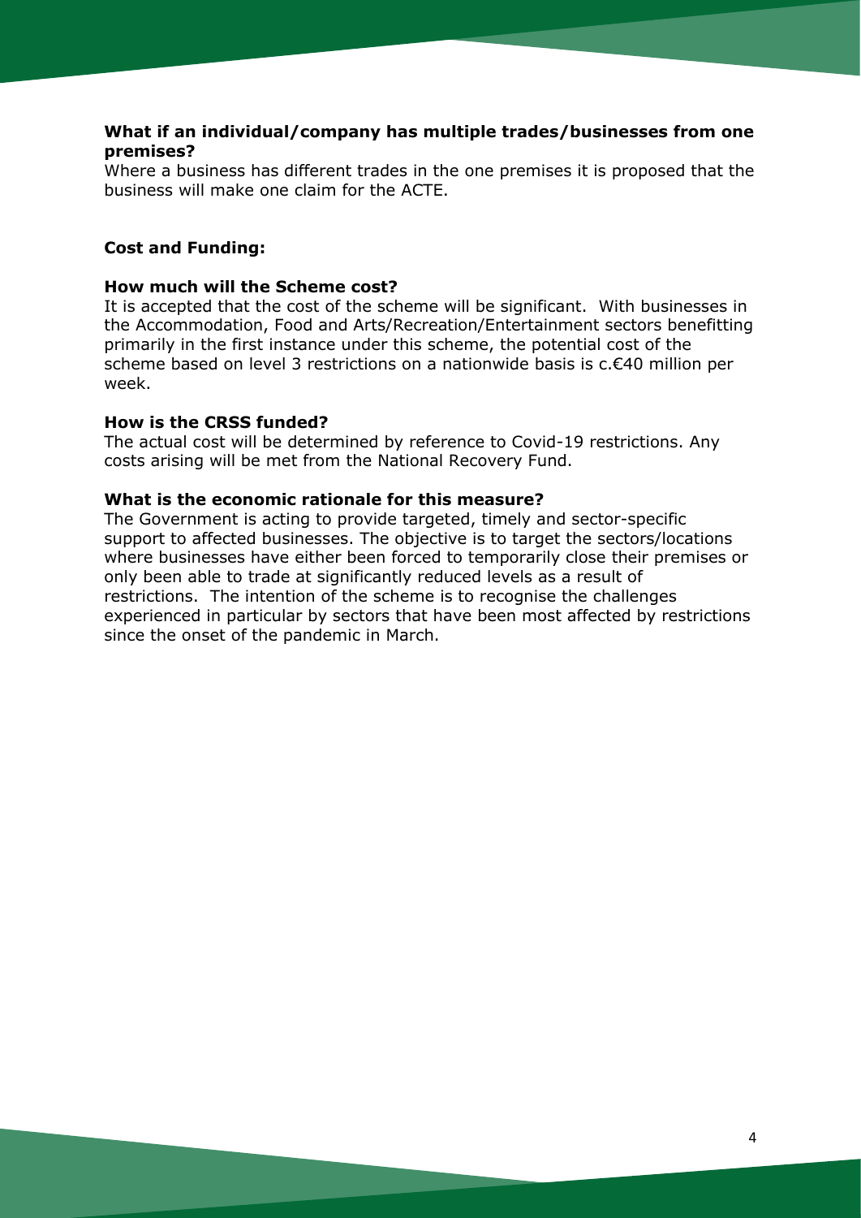**What if an individual/company has multiple trades/businesses from one premises?**

Where a business has different trades in the one premises it is proposed that the business will make one claim for the ACTE.

**Cost and Funding:**

**How much will the Scheme cost?**

It is accepted that the cost of the scheme will be significant. With businesses in the Accommodation, Food and Arts/Recreation/Entertainment sectors benefitting primarily in the first instance under this scheme, the potential cost of the scheme based on level 3 restrictions on a nationwide basis is c.€40 million per week.

**How is the CRSS funded?**

The actual cost will be determined by reference to Covid-19 restrictions. Any costs arising will be met from the National Recovery Fund.

**What is the economic rationale for this measure?**

The Government is acting to provide targeted, timely and sector-specific support to affected businesses. The objective is to target the sectors/locations where businesses have either been forced to temporarily close their premises or only been able to trade at significantly reduced levels as a result of restrictions. The intention of the scheme is to recognise the challenges experienced in particular by sectors that have been most affected by restrictions since the onset of the pandemic in March.